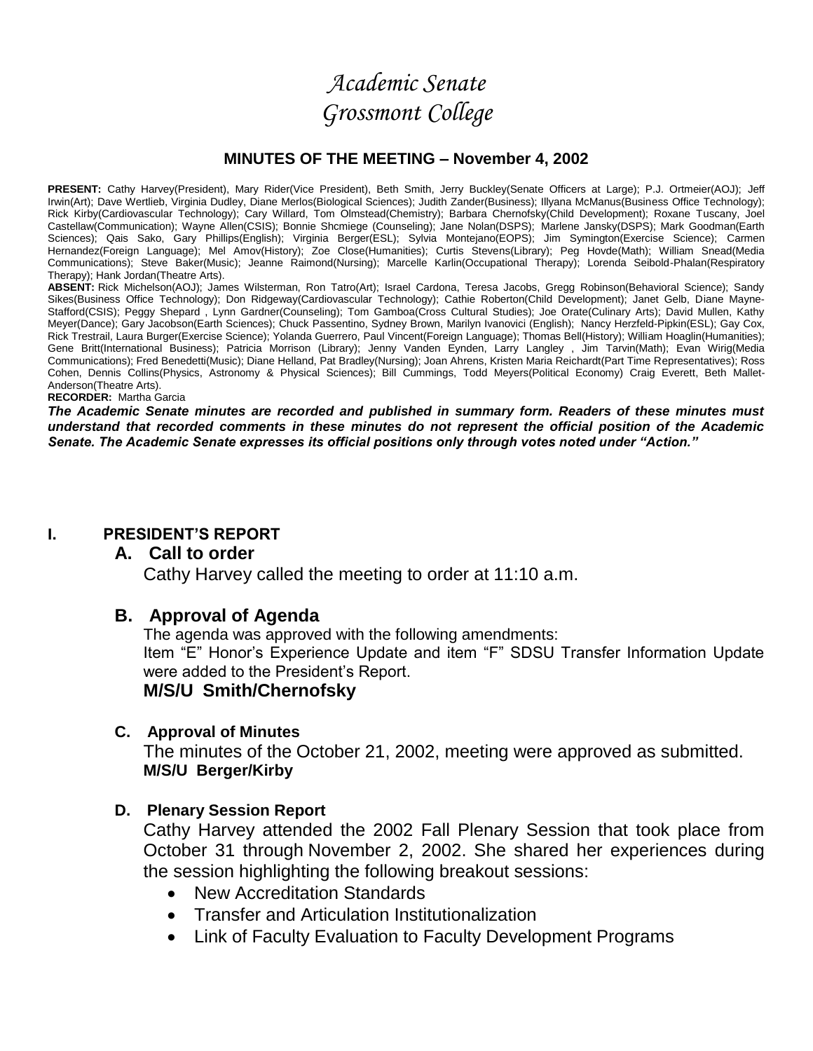# *Academic Senate*
# *Grossmont College*

## MINUTES OF THE MEETING – November 4, 2002

**PRESENT:** Cathy Harvey(President), Mary Rider(Vice President), Beth Smith, Jerry Buckley(Senate Officers at Large); P.J. Ortmeier(AOJ); Jeff Irwin(Art); Dave Wertlieb, Virginia Dudley, Diane Merlos(Biological Sciences); Judith Zander(Business); Illyana McManus(Business Office Technology); Rick Kirby(Cardiovascular Technology); Cary Willard, Tom Olmstead(Chemistry); Barbara Chernofsky(Child Development); Roxane Tuscany, Joel Castellaw(Communication); Wayne Allen(CSIS); Bonnie Shcmiege (Counseling); Jane Nolan(DSPS); Marlene Jansky(DSPS); Mark Goodman(Earth Sciences); Qais Sako, Gary Phillips(English); Virginia Berger(ESL); Sylvia Montejano(EOPS); Jim Symington(Exercise Science); Carmen Hernandez(Foreign Language); Mel Amov(History); Zoe Close(Humanities); Curtis Stevens(Library); Peg Hovde(Math); William Snead(Media Communications); Steve Baker(Music); Jeanne Raimond(Nursing); Marcelle Karlin(Occupational Therapy); Lorenda Seibold-Phalan(Respiratory Therapy); Hank Jordan(Theatre Arts).

**ABSENT:** Rick Michelson(AOJ); James Wilsterman, Ron Tatro(Art); Israel Cardona, Teresa Jacobs, Gregg Robinson(Behavioral Science); Sandy Sikes(Business Office Technology); Don Ridgeway(Cardiovascular Technology); Cathie Roberton(Child Development); Janet Gelb, Diane Mayne-Stafford(CSIS); Peggy Shepard , Lynn Gardner(Counseling); Tom Gamboa(Cross Cultural Studies); Joe Orate(Culinary Arts); David Mullen, Kathy Meyer(Dance); Gary Jacobson(Earth Sciences); Chuck Passentino, Sydney Brown, Marilyn Ivanovici (English); Nancy Herzfeld-Pipkin(ESL); Gay Cox, Rick Trestrail, Laura Burger(Exercise Science); Yolanda Guerrero, Paul Vincent(Foreign Language); Thomas Bell(History); William Hoaglin(Humanities); Gene Britt(International Business); Patricia Morrison (Library); Jenny Vanden Eynden, Larry Langley , Jim Tarvin(Math); Evan Wirig(Media Communications); Fred Benedetti(Music); Diane Helland, Pat Bradley(Nursing); Joan Ahrens, Kristen Maria Reichardt(Part Time Representatives); Ross Cohen, Dennis Collins(Physics, Astronomy & Physical Sciences); Bill Cummings, Todd Meyers(Political Economy) Craig Everett, Beth Mallet-Anderson(Theatre Arts).

**RECORDER:** Martha Garcia

***The Academic Senate minutes are recorded and published in summary form. Readers of these minutes must understand that recorded comments in these minutes do not represent the official position of the Academic Senate. The Academic Senate expresses its official positions only through votes noted under "Action."***

## I. PRESIDENT'S REPORT

### A. Call to order

Cathy Harvey called the meeting to order at 11:10 a.m.

### B. Approval of Agenda

The agenda was approved with the following amendments:
Item "E" Honor's Experience Update and item "F" SDSU Transfer Information Update were added to the President's Report.

**M/S/U Smith/Chernofsky**

### C. Approval of Minutes

The minutes of the October 21, 2002, meeting were approved as submitted.
**M/S/U Berger/Kirby**

### D. Plenary Session Report

Cathy Harvey attended the 2002 Fall Plenary Session that took place from October 31 through November 2, 2002. She shared her experiences during the session highlighting the following breakout sessions:

- New Accreditation Standards
- Transfer and Articulation Institutionalization
- Link of Faculty Evaluation to Faculty Development Programs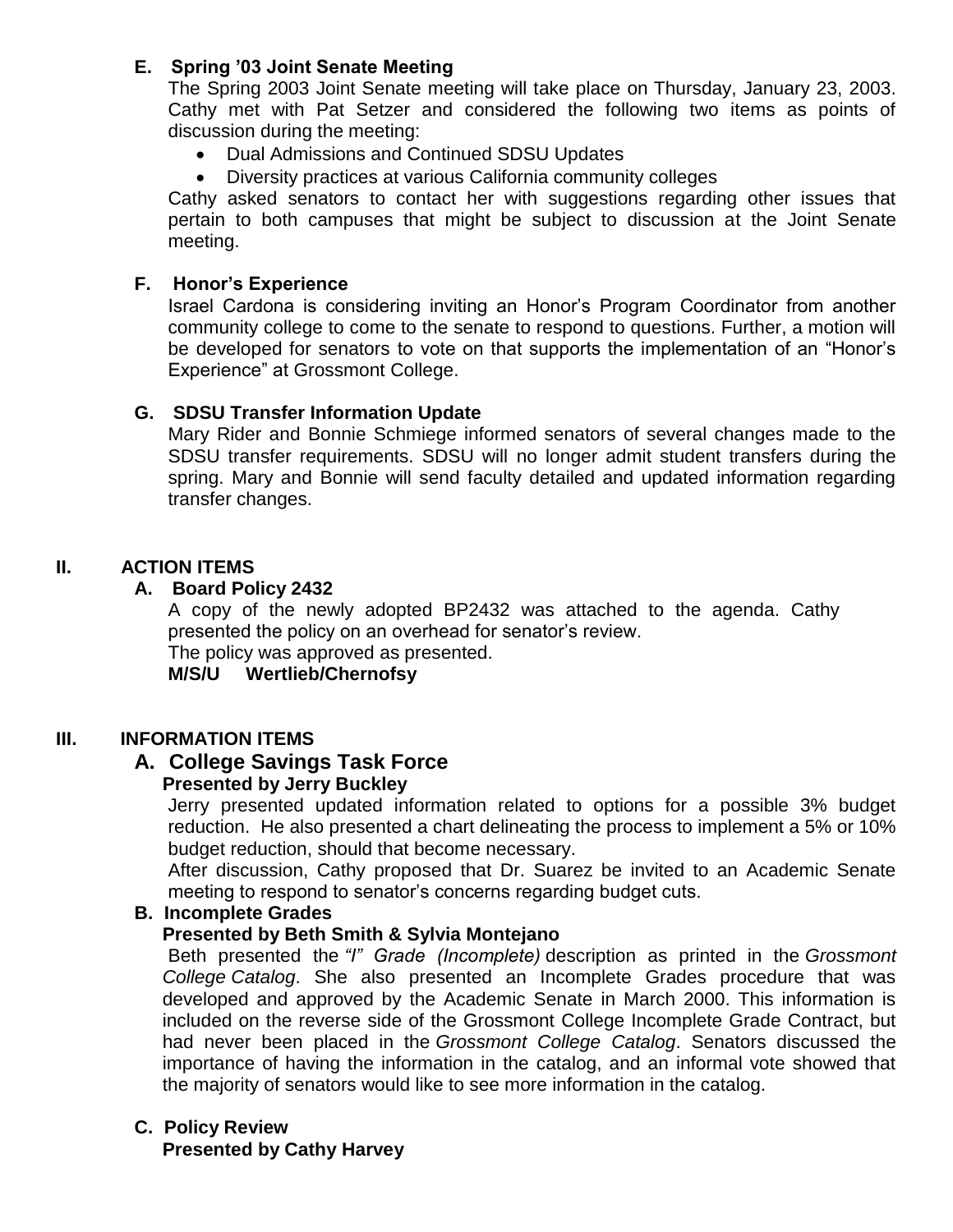### E. Spring '03 Joint Senate Meeting

The Spring 2003 Joint Senate meeting will take place on Thursday, January 23, 2003. Cathy met with Pat Setzer and considered the following two items as points of discussion during the meeting:

- Dual Admissions and Continued SDSU Updates
- Diversity practices at various California community colleges

Cathy asked senators to contact her with suggestions regarding other issues that pertain to both campuses that might be subject to discussion at the Joint Senate meeting.

### F. Honor's Experience

Israel Cardona is considering inviting an Honor's Program Coordinator from another community college to come to the senate to respond to questions. Further, a motion will be developed for senators to vote on that supports the implementation of an "Honor's Experience" at Grossmont College.

### G. SDSU Transfer Information Update

Mary Rider and Bonnie Schmiege informed senators of several changes made to the SDSU transfer requirements. SDSU will no longer admit student transfers during the spring. Mary and Bonnie will send faculty detailed and updated information regarding transfer changes.

## II. ACTION ITEMS

### A. Board Policy 2432

A copy of the newly adopted BP2432 was attached to the agenda. Cathy presented the policy on an overhead for senator's review.
The policy was approved as presented.
**M/S/U Wertlieb/Chernofsy**

## III. INFORMATION ITEMS

### A. College Savings Task Force

**Presented by Jerry Buckley**

Jerry presented updated information related to options for a possible 3% budget reduction. He also presented a chart delineating the process to implement a 5% or 10% budget reduction, should that become necessary.
After discussion, Cathy proposed that Dr. Suarez be invited to an Academic Senate meeting to respond to senator's concerns regarding budget cuts.

### B. Incomplete Grades

**Presented by Beth Smith & Sylvia Montejano**

Beth presented the *"I" Grade (Incomplete)* description as printed in the *Grossmont College Catalog*. She also presented an Incomplete Grades procedure that was developed and approved by the Academic Senate in March 2000. This information is included on the reverse side of the Grossmont College Incomplete Grade Contract, but had never been placed in the *Grossmont College Catalog*. Senators discussed the importance of having the information in the catalog, and an informal vote showed that the majority of senators would like to see more information in the catalog.

### C. Policy Review

**Presented by Cathy Harvey**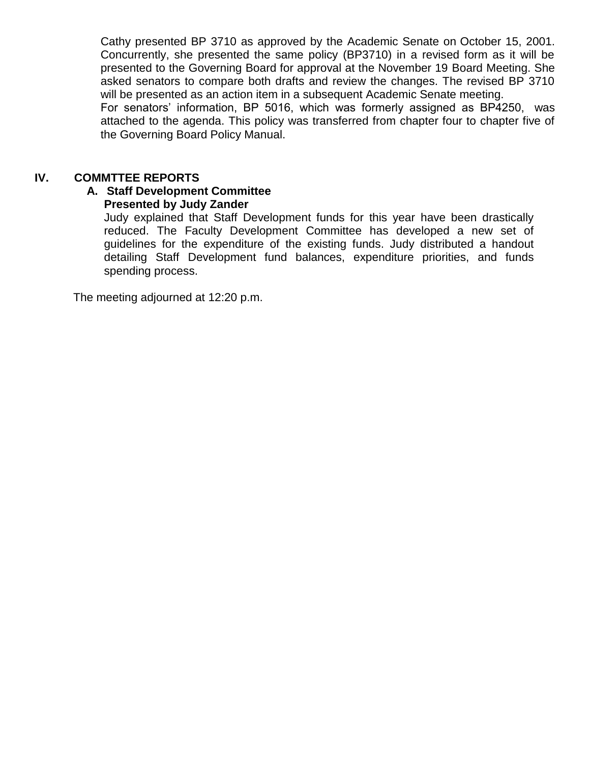Cathy presented BP 3710 as approved by the Academic Senate on October 15, 2001. Concurrently, she presented the same policy (BP3710) in a revised form as it will be presented to the Governing Board for approval at the November 19 Board Meeting. She asked senators to compare both drafts and review the changes. The revised BP 3710 will be presented as an action item in a subsequent Academic Senate meeting.

For senators' information, BP 5016, which was formerly assigned as BP4250, was attached to the agenda. This policy was transferred from chapter four to chapter five of the Governing Board Policy Manual.

## IV. COMMTTEE REPORTS

### A. Staff Development Committee

**Presented by Judy Zander**

Judy explained that Staff Development funds for this year have been drastically reduced. The Faculty Development Committee has developed a new set of guidelines for the expenditure of the existing funds. Judy distributed a handout detailing Staff Development fund balances, expenditure priorities, and funds spending process.

The meeting adjourned at 12:20 p.m.